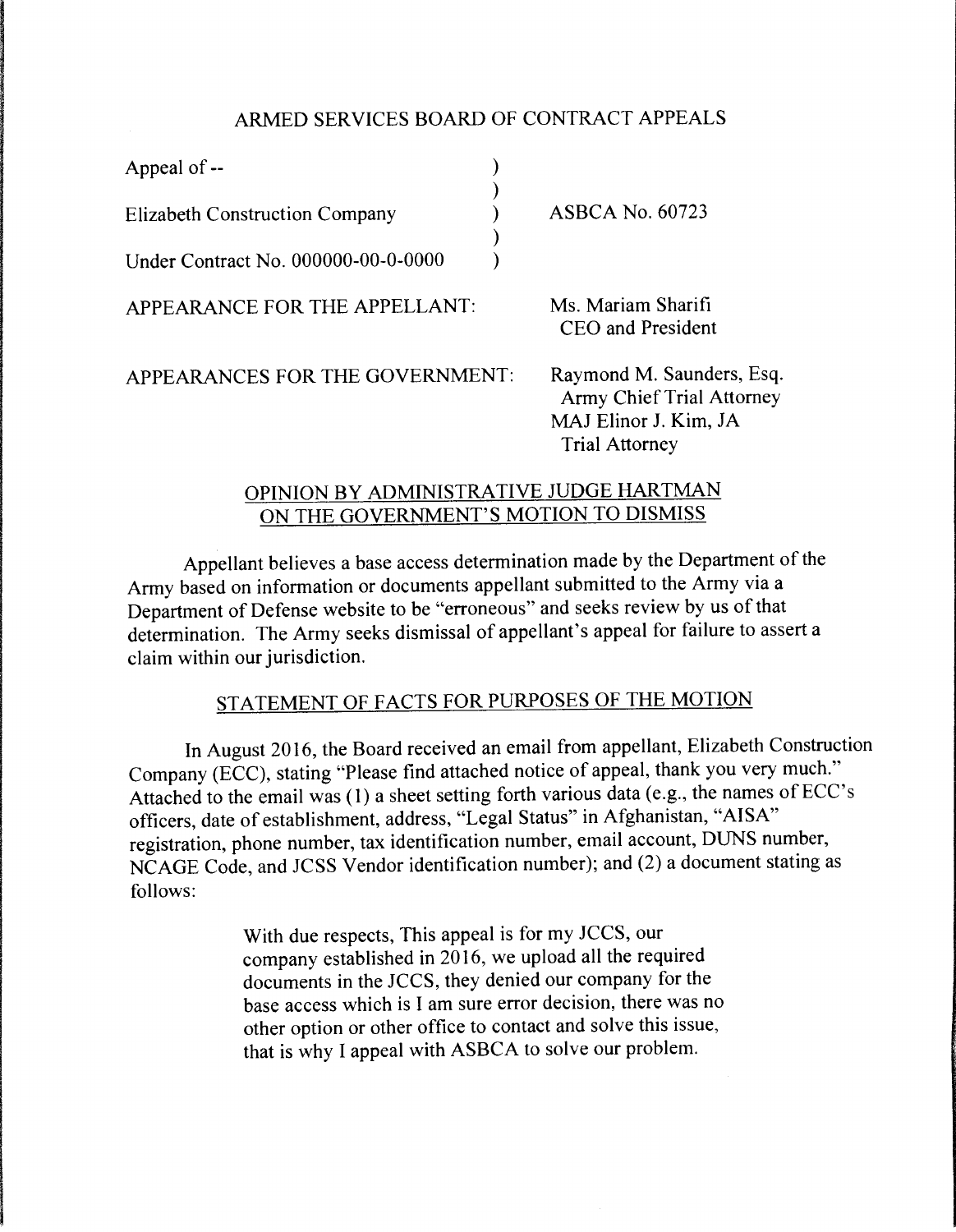## ARMED SERVICES BOARD OF CONTRACT APPEALS

| | | |
|---|---|---|
| Appeal of -- | ) | |
| | ) | |
| Elizabeth Construction Company | ) | ASBCA No. 60723 |
| | ) | |
| Under Contract No. 000000-00-0-0000 | ) | |

APPEARANCE FOR THE APPELLANT: Ms. Mariam Sharifi
CEO and President

APPEARANCES FOR THE GOVERNMENT: Raymond M. Saunders, Esq.
Army Chief Trial Attorney
MAJ Elinor J. Kim, JA
Trial Attorney

### OPINION BY ADMINISTRATIVE JUDGE HARTMAN ON THE GOVERNMENT'S MOTION TO DISMISS

Appellant believes a base access determination made by the Department of the Army based on information or documents appellant submitted to the Army via a Department of Defense website to be "erroneous" and seeks review by us of that determination. The Army seeks dismissal of appellant's appeal for failure to assert a claim within our jurisdiction.

### STATEMENT OF FACTS FOR PURPOSES OF THE MOTION

In August 2016, the Board received an email from appellant, Elizabeth Construction Company (ECC), stating "Please find attached notice of appeal, thank you very much." Attached to the email was (1) a sheet setting forth various data (e.g., the names of ECC's officers, date of establishment, address, "Legal Status" in Afghanistan, "AISA" registration, phone number, tax identification number, email account, DUNS number, NCAGE Code, and JCSS Vendor identification number); and (2) a document stating as follows:

> With due respects, This appeal is for my JCCS, our company established in 2016, we upload all the required documents in the JCCS, they denied our company for the base access which is I am sure error decision, there was no other option or other office to contact and solve this issue, that is why I appeal with ASBCA to solve our problem.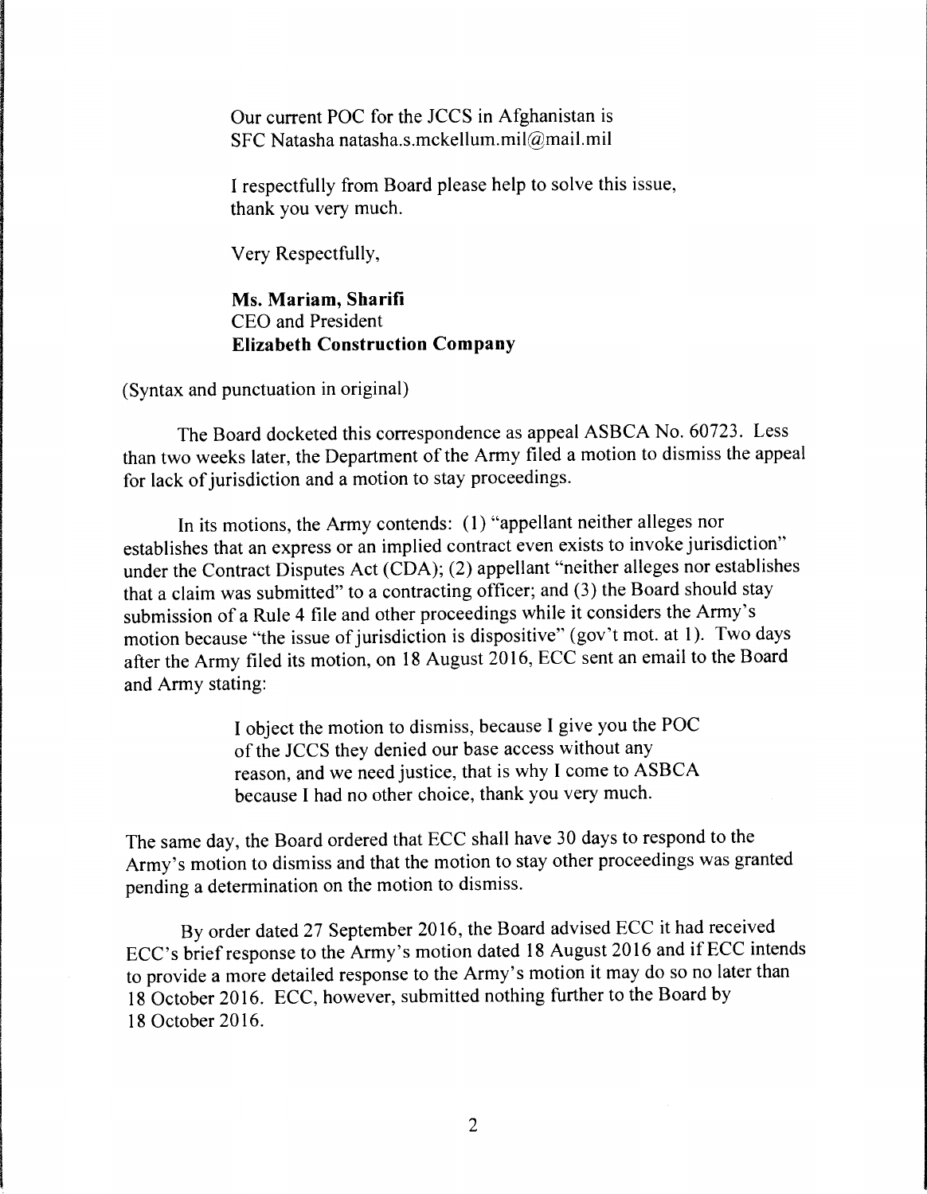> Our current POC for the JCCS in Afghanistan is
> SFC Natasha natasha.s.mckellum.mil@mail.mil
>
> I respectfully from Board please help to solve this issue, thank you very much.
>
> Very Respectfully,
>
> **Ms. Mariam, Sharifi**
> CEO and President
> **Elizabeth Construction Company**

(Syntax and punctuation in original)

The Board docketed this correspondence as appeal ASBCA No. 60723. Less than two weeks later, the Department of the Army filed a motion to dismiss the appeal for lack of jurisdiction and a motion to stay proceedings.

In its motions, the Army contends: (1) "appellant neither alleges nor establishes that an express or an implied contract even exists to invoke jurisdiction" under the Contract Disputes Act (CDA); (2) appellant "neither alleges nor establishes that a claim was submitted" to a contracting officer; and (3) the Board should stay submission of a Rule 4 file and other proceedings while it considers the Army's motion because "the issue of jurisdiction is dispositive" (gov't mot. at 1). Two days after the Army filed its motion, on 18 August 2016, ECC sent an email to the Board and Army stating:

> I object the motion to dismiss, because I give you the POC of the JCCS they denied our base access without any reason, and we need justice, that is why I come to ASBCA because I had no other choice, thank you very much.

The same day, the Board ordered that ECC shall have 30 days to respond to the Army's motion to dismiss and that the motion to stay other proceedings was granted pending a determination on the motion to dismiss.

By order dated 27 September 2016, the Board advised ECC it had received ECC's brief response to the Army's motion dated 18 August 2016 and if ECC intends to provide a more detailed response to the Army's motion it may do so no later than 18 October 2016. ECC, however, submitted nothing further to the Board by 18 October 2016.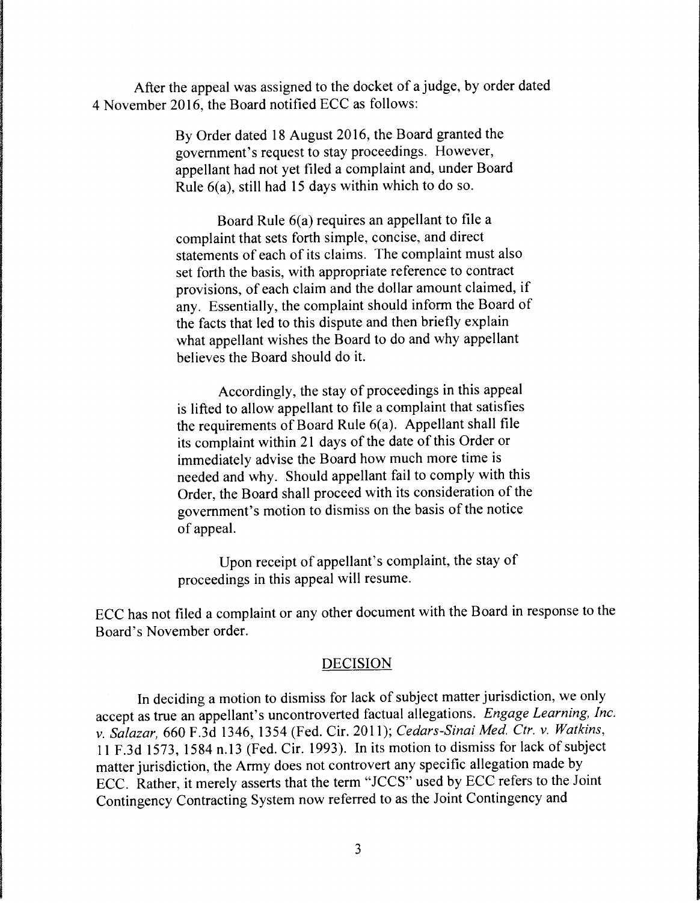After the appeal was assigned to the docket of a judge, by order dated 4 November 2016, the Board notified ECC as follows:

> By Order dated 18 August 2016, the Board granted the government's request to stay proceedings. However, appellant had not yet filed a complaint and, under Board Rule 6(a), still had 15 days within which to do so.
>
> Board Rule 6(a) requires an appellant to file a complaint that sets forth simple, concise, and direct statements of each of its claims. The complaint must also set forth the basis, with appropriate reference to contract provisions, of each claim and the dollar amount claimed, if any. Essentially, the complaint should inform the Board of the facts that led to this dispute and then briefly explain what appellant wishes the Board to do and why appellant believes the Board should do it.
>
> Accordingly, the stay of proceedings in this appeal is lifted to allow appellant to file a complaint that satisfies the requirements of Board Rule 6(a). Appellant shall file its complaint within 21 days of the date of this Order or immediately advise the Board how much more time is needed and why. Should appellant fail to comply with this Order, the Board shall proceed with its consideration of the government's motion to dismiss on the basis of the notice of appeal.
>
> Upon receipt of appellant's complaint, the stay of proceedings in this appeal will resume.

ECC has not filed a complaint or any other document with the Board in response to the Board's November order.

## DECISION

In deciding a motion to dismiss for lack of subject matter jurisdiction, we only accept as true an appellant's uncontroverted factual allegations. *Engage Learning, Inc. v. Salazar,* 660 F.3d 1346, 1354 (Fed. Cir. 2011); *Cedars-Sinai Med. Ctr. v. Watkins,* 11 F.3d 1573, 1584 n.13 (Fed. Cir. 1993). In its motion to dismiss for lack of subject matter jurisdiction, the Army does not controvert any specific allegation made by ECC. Rather, it merely asserts that the term "JCCS" used by ECC refers to the Joint Contingency Contracting System now referred to as the Joint Contingency and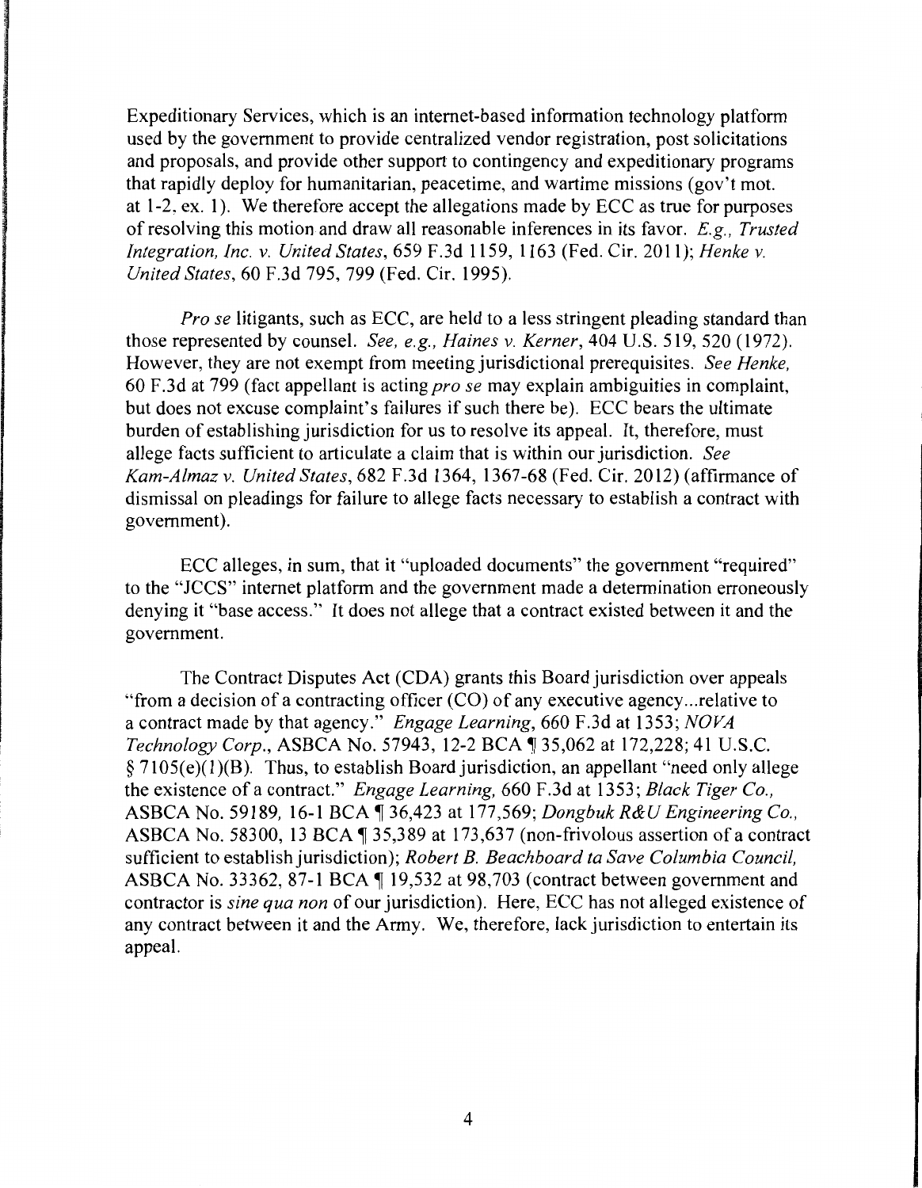Expeditionary Services, which is an internet-based information technology platform used by the government to provide centralized vendor registration, post solicitations and proposals, and provide other support to contingency and expeditionary programs that rapidly deploy for humanitarian, peacetime, and wartime missions (gov't mot. at 1-2, ex. 1). We therefore accept the allegations made by ECC as true for purposes of resolving this motion and draw all reasonable inferences in its favor. *E.g., Trusted Integration, Inc. v. United States*, 659 F.3d 1159, 1163 (Fed. Cir. 2011); *Henke v. United States*, 60 F.3d 795, 799 (Fed. Cir. 1995).

*Pro se* litigants, such as ECC, are held to a less stringent pleading standard than those represented by counsel. *See, e.g., Haines v. Kerner*, 404 U.S. 519, 520 (1972). However, they are not exempt from meeting jurisdictional prerequisites. *See Henke*, 60 F.3d at 799 (fact appellant is acting *pro se* may explain ambiguities in complaint, but does not excuse complaint's failures if such there be). ECC bears the ultimate burden of establishing jurisdiction for us to resolve its appeal. It, therefore, must allege facts sufficient to articulate a claim that is within our jurisdiction. *See Kam-Almaz v. United States*, 682 F.3d 1364, 1367-68 (Fed. Cir. 2012) (affirmance of dismissal on pleadings for failure to allege facts necessary to establish a contract with government).

ECC alleges, in sum, that it "uploaded documents" the government "required" to the "JCCS" internet platform and the government made a determination erroneously denying it "base access." It does not allege that a contract existed between it and the government.

The Contract Disputes Act (CDA) grants this Board jurisdiction over appeals "from a decision of a contracting officer (CO) of any executive agency...relative to a contract made by that agency." *Engage Learning*, 660 F.3d at 1353; *NOVA Technology Corp.*, ASBCA No. 57943, 12-2 BCA ¶ 35,062 at 172,228; 41 U.S.C. § 7105(e)(1)(B). Thus, to establish Board jurisdiction, an appellant "need only allege the existence of a contract." *Engage Learning*, 660 F.3d at 1353; *Black Tiger Co.*, ASBCA No. 59189, 16-1 BCA ¶ 36,423 at 177,569; *Dongbuk R&U Engineering Co.*, ASBCA No. 58300, 13 BCA ¶ 35,389 at 173,637 (non-frivolous assertion of a contract sufficient to establish jurisdiction); *Robert B. Beachboard ta Save Columbia Council*, ASBCA No. 33362, 87-1 BCA ¶ 19,532 at 98,703 (contract between government and contractor is *sine qua non* of our jurisdiction). Here, ECC has not alleged existence of any contract between it and the Army. We, therefore, lack jurisdiction to entertain its appeal.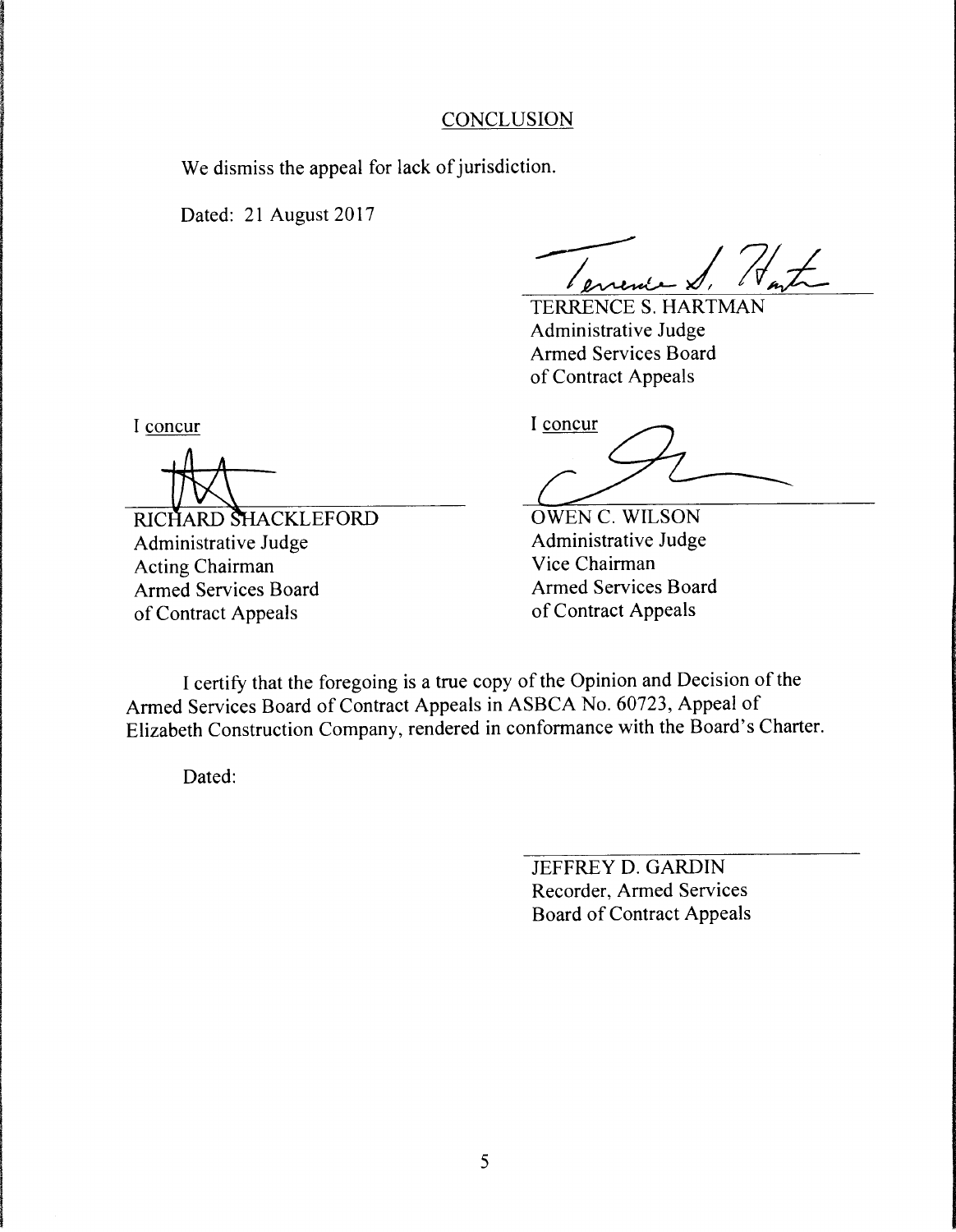## CONCLUSION

We dismiss the appeal for lack of jurisdiction.

Dated: 21 August 2017

TERRENCE S. HARTMAN
Administrative Judge
Armed Services Board
of Contract Appeals

I concur

RICHARD SHACKLEFORD
Administrative Judge
Acting Chairman
Armed Services Board
of Contract Appeals

I concur

OWEN C. WILSON
Administrative Judge
Vice Chairman
Armed Services Board
of Contract Appeals

I certify that the foregoing is a true copy of the Opinion and Decision of the Armed Services Board of Contract Appeals in ASBCA No. 60723, Appeal of Elizabeth Construction Company, rendered in conformance with the Board's Charter.

Dated:

JEFFREY D. GARDIN
Recorder, Armed Services
Board of Contract Appeals